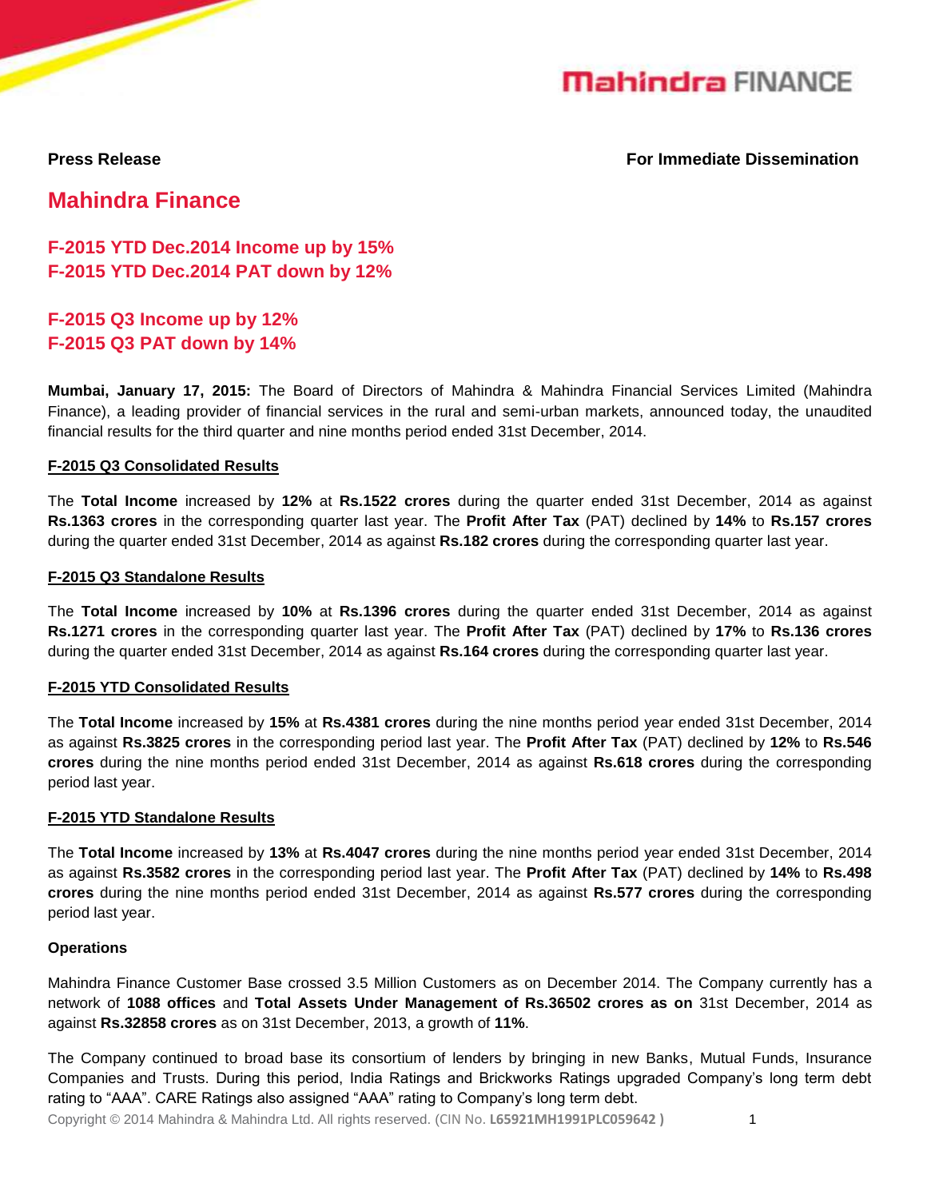Mahindra FINANCE

**Press Release** **For Immediate Dissemination**

# Mahindra Finance

## F-2015 YTD Dec.2014 Income up by 15%
## F-2015 YTD Dec.2014 PAT down by 12%

## F-2015 Q3 Income up by 12%
## F-2015 Q3 PAT down by 14%

**Mumbai, January 17, 2015:** The Board of Directors of Mahindra & Mahindra Financial Services Limited (Mahindra Finance), a leading provider of financial services in the rural and semi-urban markets, announced today, the unaudited financial results for the third quarter and nine months period ended 31st December, 2014.

**F-2015 Q3 Consolidated Results**

The **Total Income** increased by **12%** at **Rs.1522 crores** during the quarter ended 31st December, 2014 as against **Rs.1363 crores** in the corresponding quarter last year. The **Profit After Tax** (PAT) declined by **14%** to **Rs.157 crores** during the quarter ended 31st December, 2014 as against **Rs.182 crores** during the corresponding quarter last year.

**F-2015 Q3 Standalone Results**

The **Total Income** increased by **10%** at **Rs.1396 crores** during the quarter ended 31st December, 2014 as against **Rs.1271 crores** in the corresponding quarter last year. The **Profit After Tax** (PAT) declined by **17%** to **Rs.136 crores** during the quarter ended 31st December, 2014 as against **Rs.164 crores** during the corresponding quarter last year.

**F-2015 YTD Consolidated Results**

The **Total Income** increased by **15%** at **Rs.4381 crores** during the nine months period year ended 31st December, 2014 as against **Rs.3825 crores** in the corresponding period last year. The **Profit After Tax** (PAT) declined by **12%** to **Rs.546 crores** during the nine months period ended 31st December, 2014 as against **Rs.618 crores** during the corresponding period last year.

**F-2015 YTD Standalone Results**

The **Total Income** increased by **13%** at **Rs.4047 crores** during the nine months period year ended 31st December, 2014 as against **Rs.3582 crores** in the corresponding period last year. The **Profit After Tax** (PAT) declined by **14%** to **Rs.498 crores** during the nine months period ended 31st December, 2014 as against **Rs.577 crores** during the corresponding period last year.

**Operations**

Mahindra Finance Customer Base crossed 3.5 Million Customers as on December 2014. The Company currently has a network of **1088 offices** and **Total Assets Under Management of Rs.36502 crores as on** 31st December, 2014 as against **Rs.32858 crores** as on 31st December, 2013, a growth of **11%**.

The Company continued to broad base its consortium of lenders by bringing in new Banks, Mutual Funds, Insurance Companies and Trusts. During this period, India Ratings and Brickworks Ratings upgraded Company's long term debt rating to "AAA". CARE Ratings also assigned "AAA" rating to Company's long term debt.

Copyright © 2014 Mahindra & Mahindra Ltd. All rights reserved. (CIN No. **L65921MH1991PLC059642**)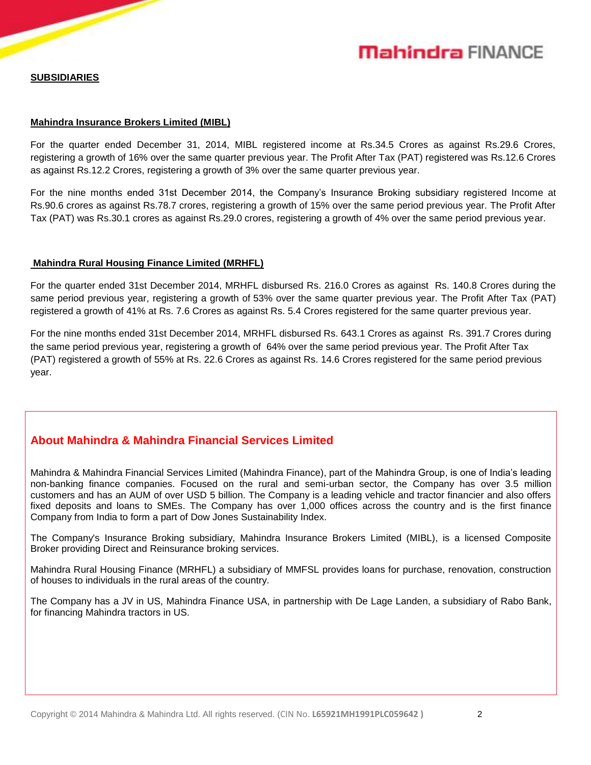## SUBSIDIARIES

### Mahindra Insurance Brokers Limited (MIBL)

For the quarter ended December 31, 2014, MIBL registered income at Rs.34.5 Crores as against Rs.29.6 Crores, registering a growth of 16% over the same quarter previous year. The Profit After Tax (PAT) registered was Rs.12.6 Crores as against Rs.12.2 Crores, registering a growth of 3% over the same quarter previous year.

For the nine months ended 31st December 2014, the Company's Insurance Broking subsidiary registered Income at Rs.90.6 crores as against Rs.78.7 crores, registering a growth of 15% over the same period previous year. The Profit After Tax (PAT) was Rs.30.1 crores as against Rs.29.0 crores, registering a growth of 4% over the same period previous year.

### Mahindra Rural Housing Finance Limited (MRHFL)

For the quarter ended 31st December 2014, MRHFL disbursed Rs. 216.0 Crores as against Rs. 140.8 Crores during the same period previous year, registering a growth of 53% over the same quarter previous year. The Profit After Tax (PAT) registered a growth of 41% at Rs. 7.6 Crores as against Rs. 5.4 Crores registered for the same quarter previous year.

For the nine months ended 31st December 2014, MRHFL disbursed Rs. 643.1 Crores as against Rs. 391.7 Crores during the same period previous year, registering a growth of 64% over the same period previous year. The Profit After Tax (PAT) registered a growth of 55% at Rs. 22.6 Crores as against Rs. 14.6 Crores registered for the same period previous year.

## About Mahindra & Mahindra Financial Services Limited

Mahindra & Mahindra Financial Services Limited (Mahindra Finance), part of the Mahindra Group, is one of India's leading non-banking finance companies. Focused on the rural and semi-urban sector, the Company has over 3.5 million customers and has an AUM of over USD 5 billion. The Company is a leading vehicle and tractor financier and also offers fixed deposits and loans to SMEs. The Company has over 1,000 offices across the country and is the first finance Company from India to form a part of Dow Jones Sustainability Index.

The Company's Insurance Broking subsidiary, Mahindra Insurance Brokers Limited (MIBL), is a licensed Composite Broker providing Direct and Reinsurance broking services.

Mahindra Rural Housing Finance (MRHFL) a subsidiary of MMFSL provides loans for purchase, renovation, construction of houses to individuals in the rural areas of the country.

The Company has a JV in US, Mahindra Finance USA, in partnership with De Lage Landen, a subsidiary of Rabo Bank, for financing Mahindra tractors in US.

Copyright © 2014 Mahindra & Mahindra Ltd. All rights reserved. (CIN No. **L65921MH1991PLC059642** )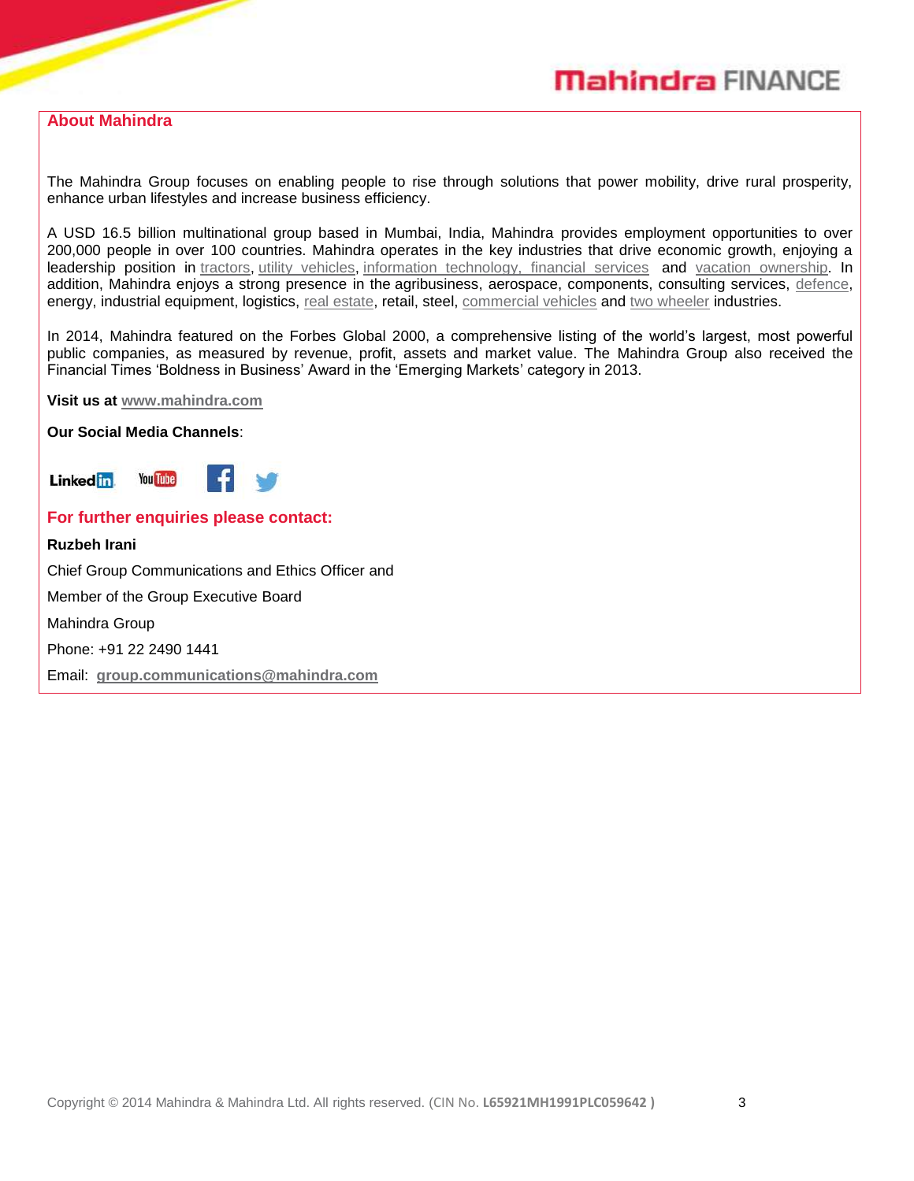## About Mahindra

The Mahindra Group focuses on enabling people to rise through solutions that power mobility, drive rural prosperity, enhance urban lifestyles and increase business efficiency.

A USD 16.5 billion multinational group based in Mumbai, India, Mahindra provides employment opportunities to over 200,000 people in over 100 countries. Mahindra operates in the key industries that drive economic growth, enjoying a leadership position in tractors, utility vehicles, information technology, financial services and vacation ownership. In addition, Mahindra enjoys a strong presence in the agribusiness, aerospace, components, consulting services, defence, energy, industrial equipment, logistics, real estate, retail, steel, commercial vehicles and two wheeler industries.

In 2014, Mahindra featured on the Forbes Global 2000, a comprehensive listing of the world's largest, most powerful public companies, as measured by revenue, profit, assets and market value. The Mahindra Group also received the Financial Times 'Boldness in Business' Award in the 'Emerging Markets' category in 2013.

**Visit us at www.mahindra.com**

**Our Social Media Channels**:

LinkedIn YouTube

### For further enquiries please contact:

**Ruzbeh Irani**

Chief Group Communications and Ethics Officer and

Member of the Group Executive Board

Mahindra Group

Phone: +91 22 2490 1441

Email: **group.communications@mahindra.com**

Copyright © 2014 Mahindra & Mahindra Ltd. All rights reserved. (CIN No. **L65921MH1991PLC059642** )